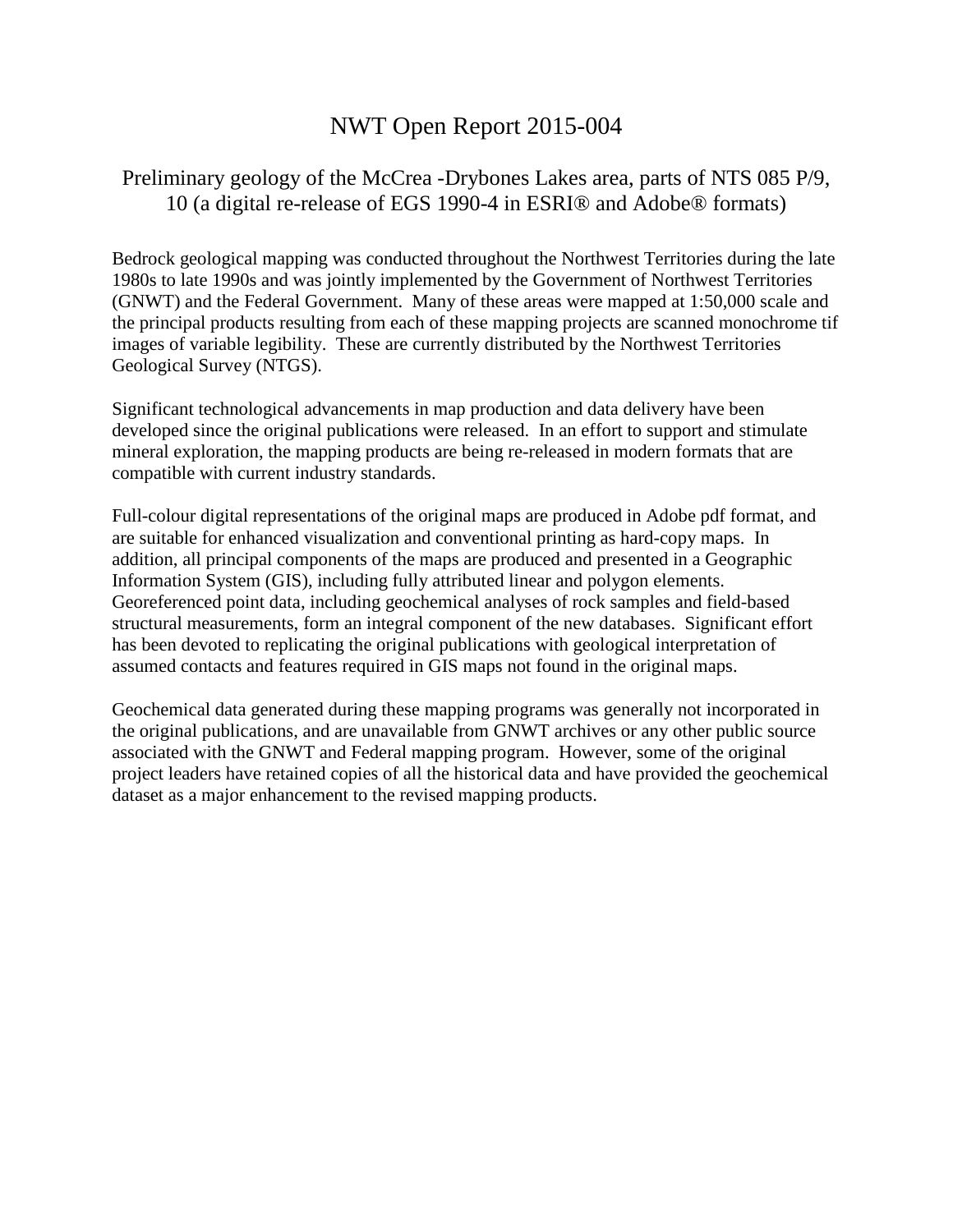# NWT Open Report 2015-004

## Preliminary geology of the McCrea -Drybones Lakes area, parts of NTS 085 P/9, 10 (a digital re-release of EGS 1990-4 in ESRI® and Adobe® formats)

Bedrock geological mapping was conducted throughout the Northwest Territories during the late 1980s to late 1990s and was jointly implemented by the Government of Northwest Territories (GNWT) and the Federal Government. Many of these areas were mapped at 1:50,000 scale and the principal products resulting from each of these mapping projects are scanned monochrome tif images of variable legibility. These are currently distributed by the Northwest Territories Geological Survey (NTGS).

Significant technological advancements in map production and data delivery have been developed since the original publications were released. In an effort to support and stimulate mineral exploration, the mapping products are being re-released in modern formats that are compatible with current industry standards.

Full-colour digital representations of the original maps are produced in Adobe pdf format, and are suitable for enhanced visualization and conventional printing as hard-copy maps. In addition, all principal components of the maps are produced and presented in a Geographic Information System (GIS), including fully attributed linear and polygon elements. Georeferenced point data, including geochemical analyses of rock samples and field-based structural measurements, form an integral component of the new databases. Significant effort has been devoted to replicating the original publications with geological interpretation of assumed contacts and features required in GIS maps not found in the original maps.

Geochemical data generated during these mapping programs was generally not incorporated in the original publications, and are unavailable from GNWT archives or any other public source associated with the GNWT and Federal mapping program. However, some of the original project leaders have retained copies of all the historical data and have provided the geochemical dataset as a major enhancement to the revised mapping products.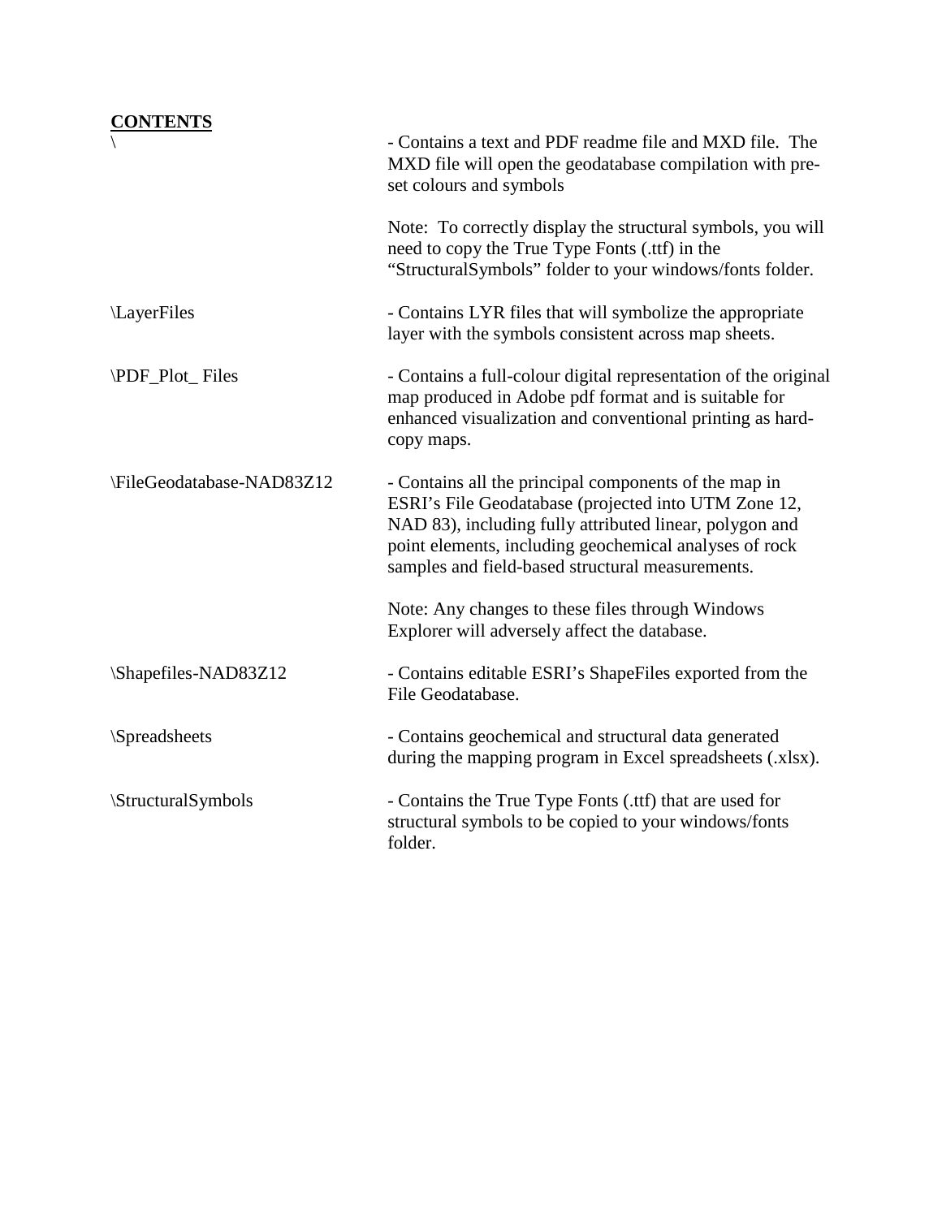**CONTENTS**

| | |
|---|---|
| \ | - Contains a text and PDF readme file and MXD file. The MXD file will open the geodatabase compilation with pre-set colours and symbols<br><br>Note: To correctly display the structural symbols, you will need to copy the True Type Fonts (.ttf) in the "StructuralSymbols" folder to your windows/fonts folder. |
| \LayerFiles | - Contains LYR files that will symbolize the appropriate layer with the symbols consistent across map sheets. |
| \PDF_Plot_ Files | - Contains a full-colour digital representation of the original map produced in Adobe pdf format and is suitable for enhanced visualization and conventional printing as hard-copy maps. |
| \FileGeodatabase-NAD83Z12 | - Contains all the principal components of the map in ESRI's File Geodatabase (projected into UTM Zone 12, NAD 83), including fully attributed linear, polygon and point elements, including geochemical analyses of rock samples and field-based structural measurements.<br><br>Note: Any changes to these files through Windows Explorer will adversely affect the database. |
| \Shapefiles-NAD83Z12 | - Contains editable ESRI's ShapeFiles exported from the File Geodatabase. |
| \Spreadsheets | - Contains geochemical and structural data generated during the mapping program in Excel spreadsheets (.xlsx). |
| \StructuralSymbols | - Contains the True Type Fonts (.ttf) that are used for structural symbols to be copied to your windows/fonts folder. |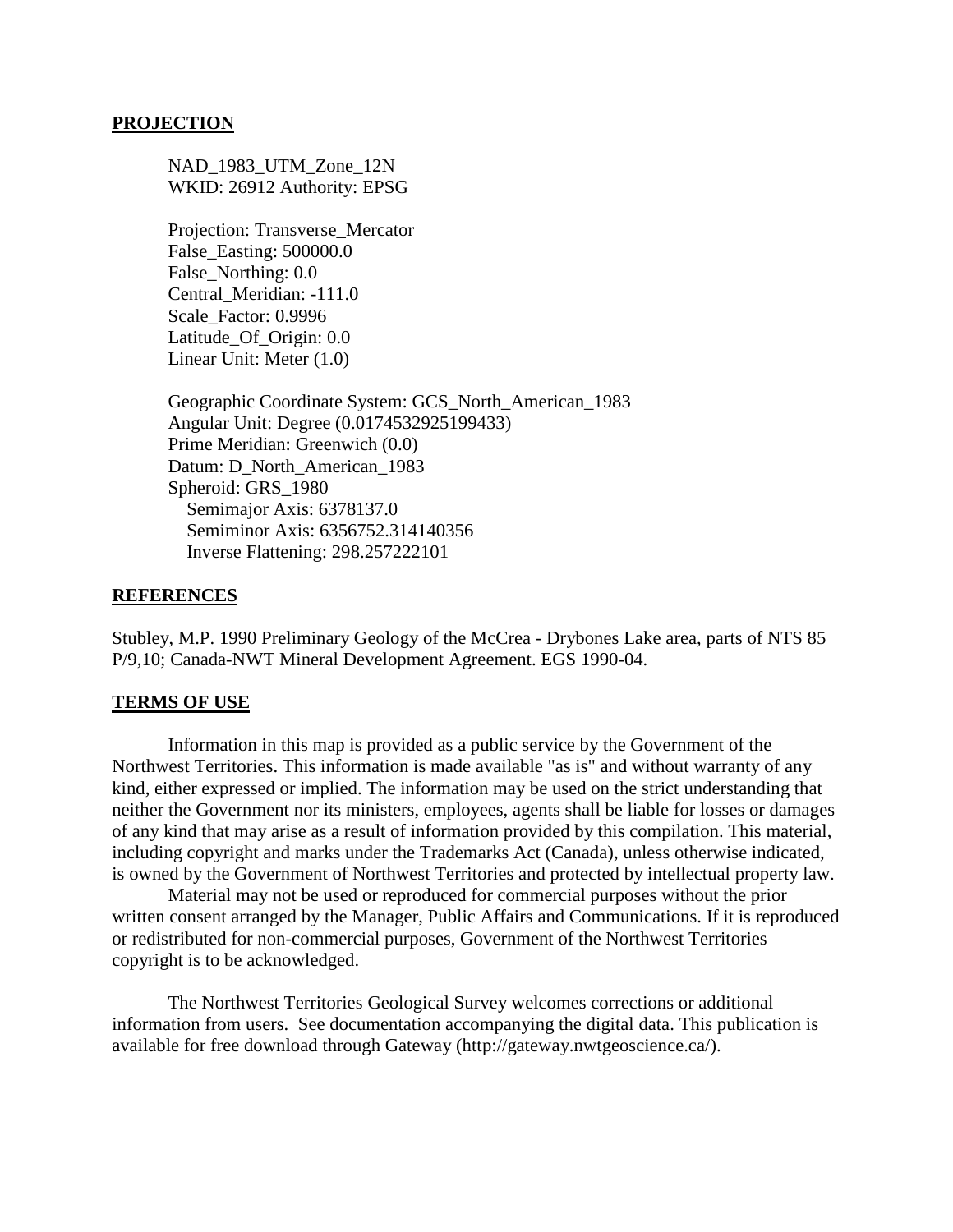## PROJECTION

NAD_1983_UTM_Zone_12N
WKID: 26912 Authority: EPSG

Projection: Transverse_Mercator
False_Easting: 500000.0
False_Northing: 0.0
Central_Meridian: -111.0
Scale_Factor: 0.9996
Latitude_Of_Origin: 0.0
Linear Unit: Meter (1.0)

Geographic Coordinate System: GCS_North_American_1983
Angular Unit: Degree (0.0174532925199433)
Prime Meridian: Greenwich (0.0)
Datum: D_North_American_1983
Spheroid: GRS_1980
Semimajor Axis: 6378137.0
Semiminor Axis: 6356752.314140356
Inverse Flattening: 298.257222101

## REFERENCES

Stubley, M.P. 1990 Preliminary Geology of the McCrea - Drybones Lake area, parts of NTS 85 P/9,10; Canada-NWT Mineral Development Agreement. EGS 1990-04.

## TERMS OF USE

Information in this map is provided as a public service by the Government of the Northwest Territories. This information is made available "as is" and without warranty of any kind, either expressed or implied. The information may be used on the strict understanding that neither the Government nor its ministers, employees, agents shall be liable for losses or damages of any kind that may arise as a result of information provided by this compilation. This material, including copyright and marks under the Trademarks Act (Canada), unless otherwise indicated, is owned by the Government of Northwest Territories and protected by intellectual property law.

Material may not be used or reproduced for commercial purposes without the prior written consent arranged by the Manager, Public Affairs and Communications. If it is reproduced or redistributed for non-commercial purposes, Government of the Northwest Territories copyright is to be acknowledged.

The Northwest Territories Geological Survey welcomes corrections or additional information from users. See documentation accompanying the digital data. This publication is available for free download through Gateway (http://gateway.nwtgeoscience.ca/).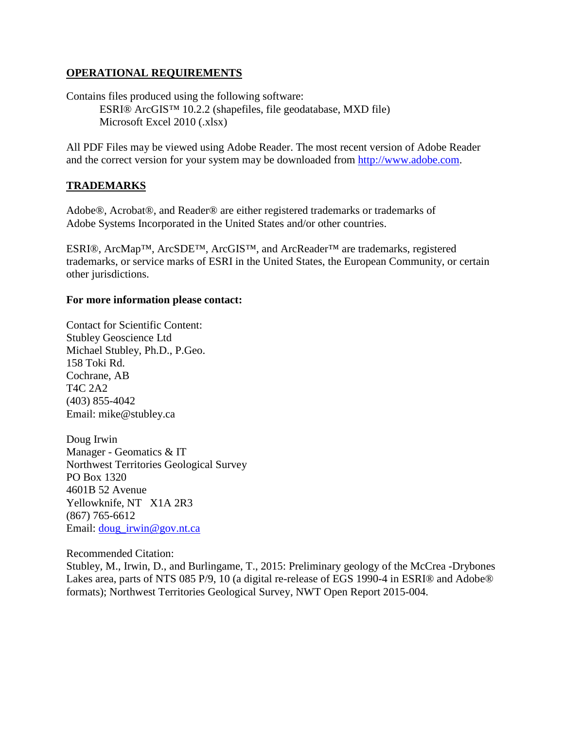## OPERATIONAL REQUIREMENTS

Contains files produced using the following software:

ESRI® ArcGIS™ 10.2.2 (shapefiles, file geodatabase, MXD file)
Microsoft Excel 2010 (.xlsx)

All PDF Files may be viewed using Adobe Reader. The most recent version of Adobe Reader and the correct version for your system may be downloaded from http://www.adobe.com.

## TRADEMARKS

Adobe®, Acrobat®, and Reader® are either registered trademarks or trademarks of Adobe Systems Incorporated in the United States and/or other countries.

ESRI®, ArcMap™, ArcSDE™, ArcGIS™, and ArcReader™ are trademarks, registered trademarks, or service marks of ESRI in the United States, the European Community, or certain other jurisdictions.

**For more information please contact:**

Contact for Scientific Content:
Stubley Geoscience Ltd
Michael Stubley, Ph.D., P.Geo.
158 Toki Rd.
Cochrane, AB
T4C 2A2
(403) 855-4042
Email: mike@stubley.ca

Doug Irwin
Manager - Geomatics & IT
Northwest Territories Geological Survey
PO Box 1320
4601B 52 Avenue
Yellowknife, NT X1A 2R3
(867) 765-6612
Email: doug_irwin@gov.nt.ca

Recommended Citation:
Stubley, M., Irwin, D., and Burlingame, T., 2015: Preliminary geology of the McCrea -Drybones Lakes area, parts of NTS 085 P/9, 10 (a digital re-release of EGS 1990-4 in ESRI® and Adobe® formats); Northwest Territories Geological Survey, NWT Open Report 2015-004.